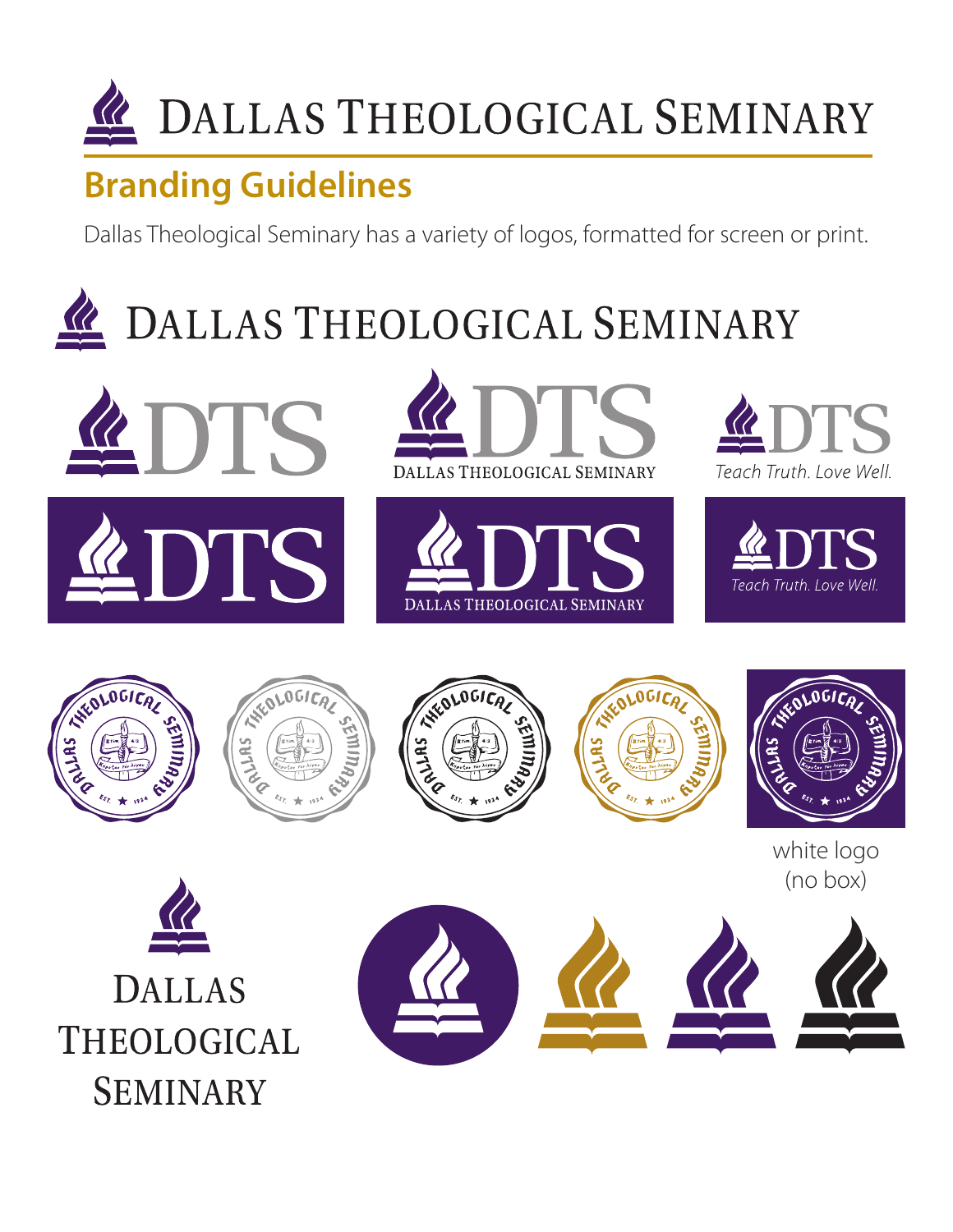# Dallas Theological Seminary

## Branding Guidelines

Dallas Theological Seminary has a variety of logos, formatted for screen or print.

Dallas Theological Seminary

DTS

DTS
Dallas Theological Seminary

DTS
*Teach Truth. Love Well.*

DTS

DTS
Dallas Theological Seminary

DTS
*Teach Truth. Love Well.*

white logo
(no box)

Dallas
Theological
Seminary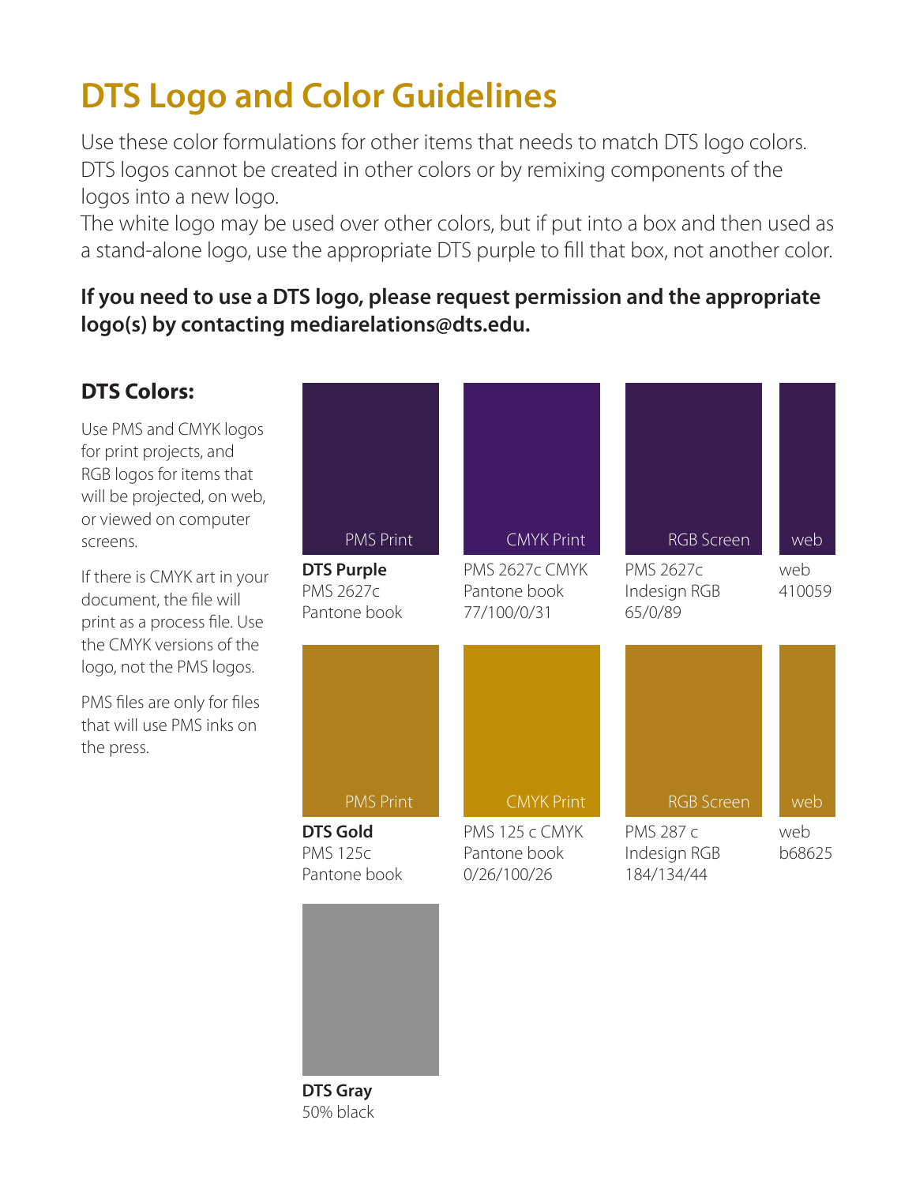# DTS Logo and Color Guidelines

Use these color formulations for other items that needs to match DTS logo colors. DTS logos cannot be created in other colors or by remixing components of the logos into a new logo.
The white logo may be used over other colors, but if put into a box and then used as a stand-alone logo, use the appropriate DTS purple to fill that box, not another color.

**If you need to use a DTS logo, please request permission and the appropriate logo(s) by contacting mediarelations@dts.edu.**

## DTS Colors:

Use PMS and CMYK logos for print projects, and RGB logos for items that will be projected, on web, or viewed on computer screens.

If there is CMYK art in your document, the file will print as a process file. Use the CMYK versions of the logo, not the PMS logos.

PMS files are only for files that will use PMS inks on the press.

| PMS Print | CMYK Print | RGB Screen | web |
|---|---|---|---|
| **DTS Purple** PMS 2627c Pantone book | PMS 2627c CMYK Pantone book 77/100/0/31 | PMS 2627c Indesign RGB 65/0/89 | web 410059 |
| **DTS Gold** PMS 125c Pantone book | PMS 125 c CMYK Pantone book 0/26/100/26 | PMS 287 c Indesign RGB 184/134/44 | web b68625 |
| **DTS Gray** 50% black | | | |